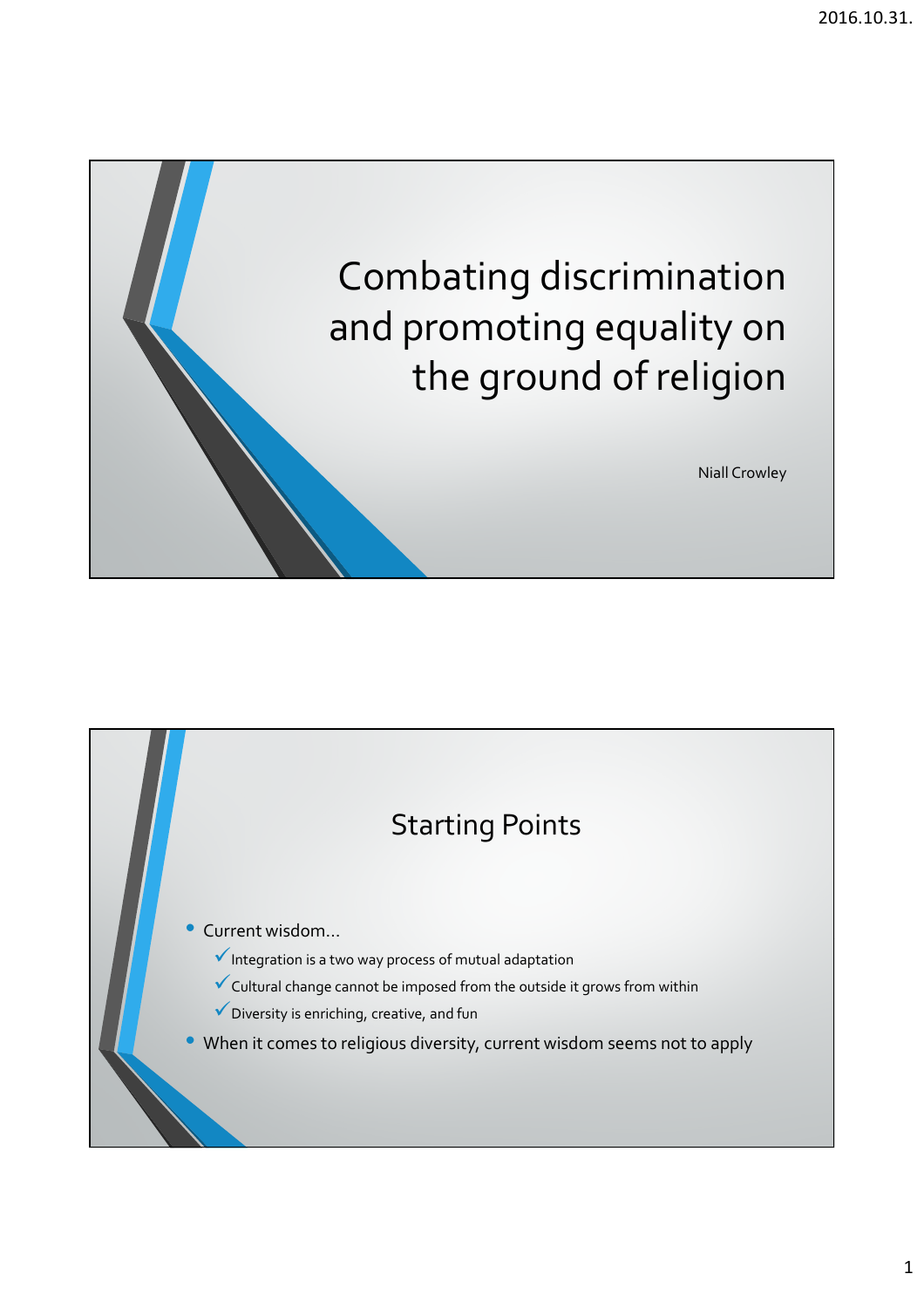# Combating discrimination and promoting equality on the ground of religion

Niall Crowley

## Starting Points

- Current wisdom…
  - ✓ Integration is a two way process of mutual adaptation
  - ✓ Cultural change cannot be imposed from the outside it grows from within
  - ✓ Diversity is enriching, creative, and fun
- When it comes to religious diversity, current wisdom seems not to apply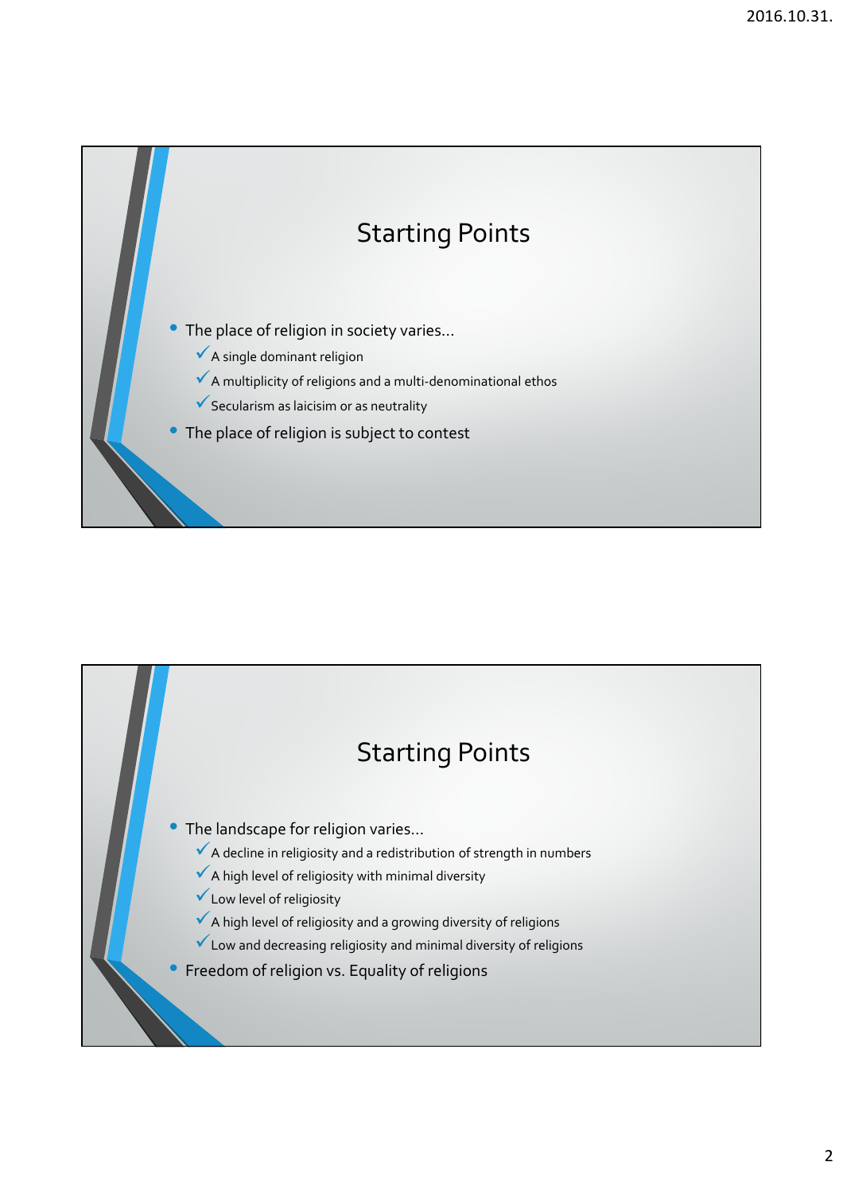## Starting Points

- The place of religion in society varies…
  - ✓A single dominant religion
  - ✓A multiplicity of religions and a multi-denominational ethos
  - ✓Secularism as laicisim or as neutrality
- The place of religion is subject to contest

## Starting Points

- The landscape for religion varies…
  - ✓A decline in religiosity and a redistribution of strength in numbers
  - ✓A high level of religiosity with minimal diversity
  - ✓Low level of religiosity
  - ✓A high level of religiosity and a growing diversity of religions
  - ✓Low and decreasing religiosity and minimal diversity of religions
- Freedom of religion vs. Equality of religions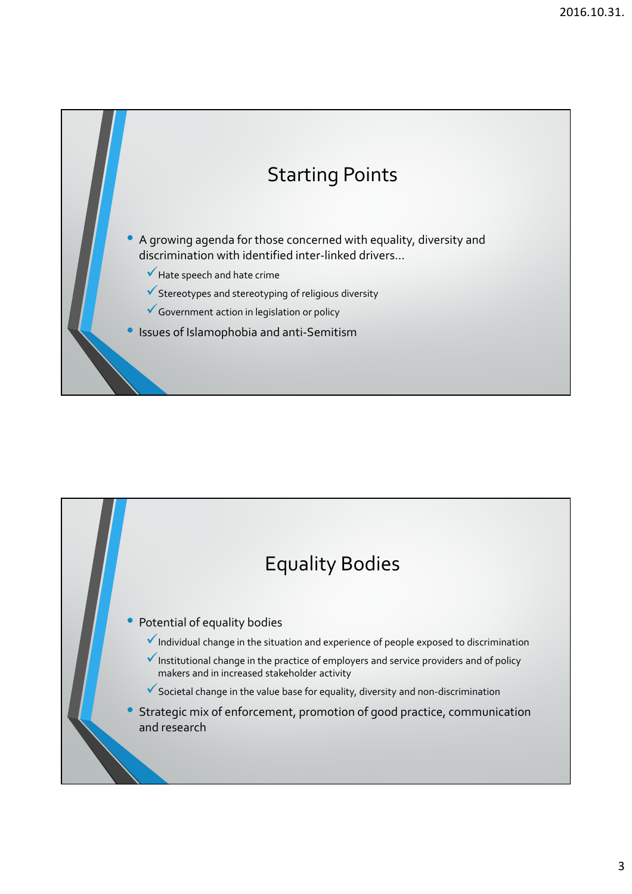## Starting Points

- A growing agenda for those concerned with equality, diversity and discrimination with identified inter-linked drivers…
  - ✓ Hate speech and hate crime
  - ✓ Stereotypes and stereotyping of religious diversity
  - ✓ Government action in legislation or policy
- Issues of Islamophobia and anti-Semitism

## Equality Bodies

- Potential of equality bodies
  - ✓ Individual change in the situation and experience of people exposed to discrimination
  - ✓ Institutional change in the practice of employers and service providers and of policy makers and in increased stakeholder activity
  - ✓ Societal change in the value base for equality, diversity and non-discrimination
- Strategic mix of enforcement, promotion of good practice, communication and research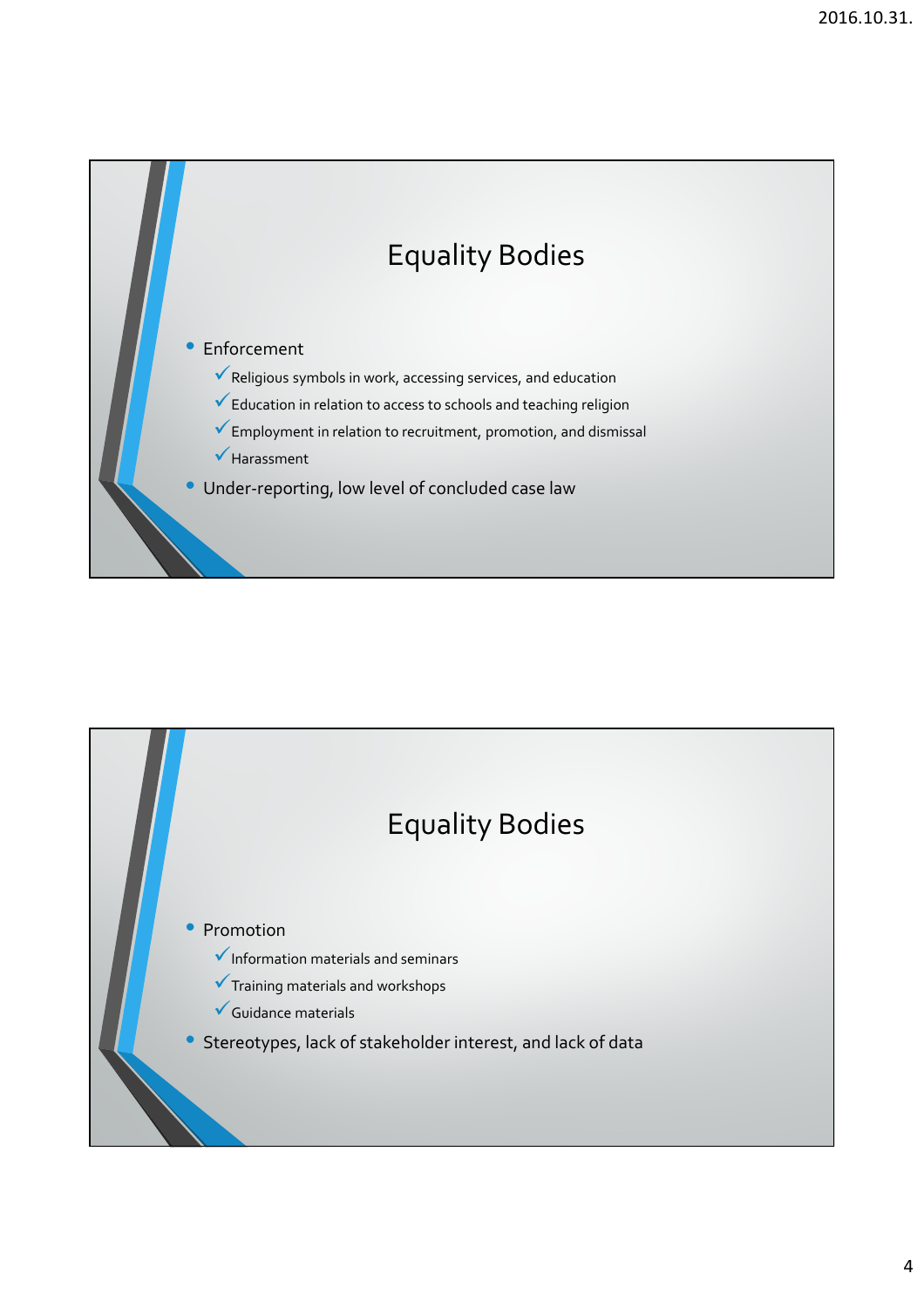## Equality Bodies

- Enforcement
  - ✓ Religious symbols in work, accessing services, and education
  - ✓ Education in relation to access to schools and teaching religion
  - ✓ Employment in relation to recruitment, promotion, and dismissal
  - ✓ Harassment
- Under-reporting, low level of concluded case law

## Equality Bodies

- Promotion
  - ✓ Information materials and seminars
  - ✓ Training materials and workshops
  - ✓ Guidance materials
- Stereotypes, lack of stakeholder interest, and lack of data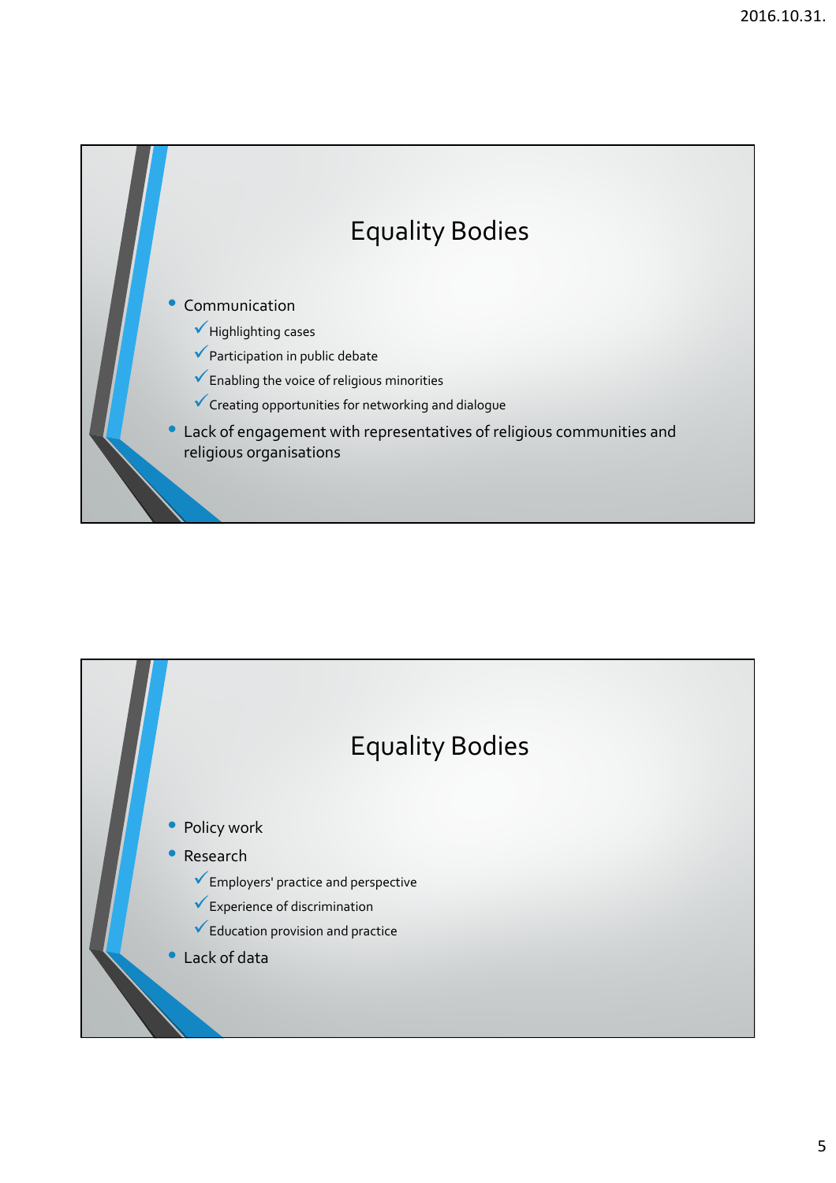## Equality Bodies

- Communication
  - ✓ Highlighting cases
  - ✓ Participation in public debate
  - ✓ Enabling the voice of religious minorities
  - ✓ Creating opportunities for networking and dialogue
- Lack of engagement with representatives of religious communities and religious organisations

## Equality Bodies

- Policy work
- Research
  - ✓ Employers' practice and perspective
  - ✓ Experience of discrimination
  - ✓ Education provision and practice
- Lack of data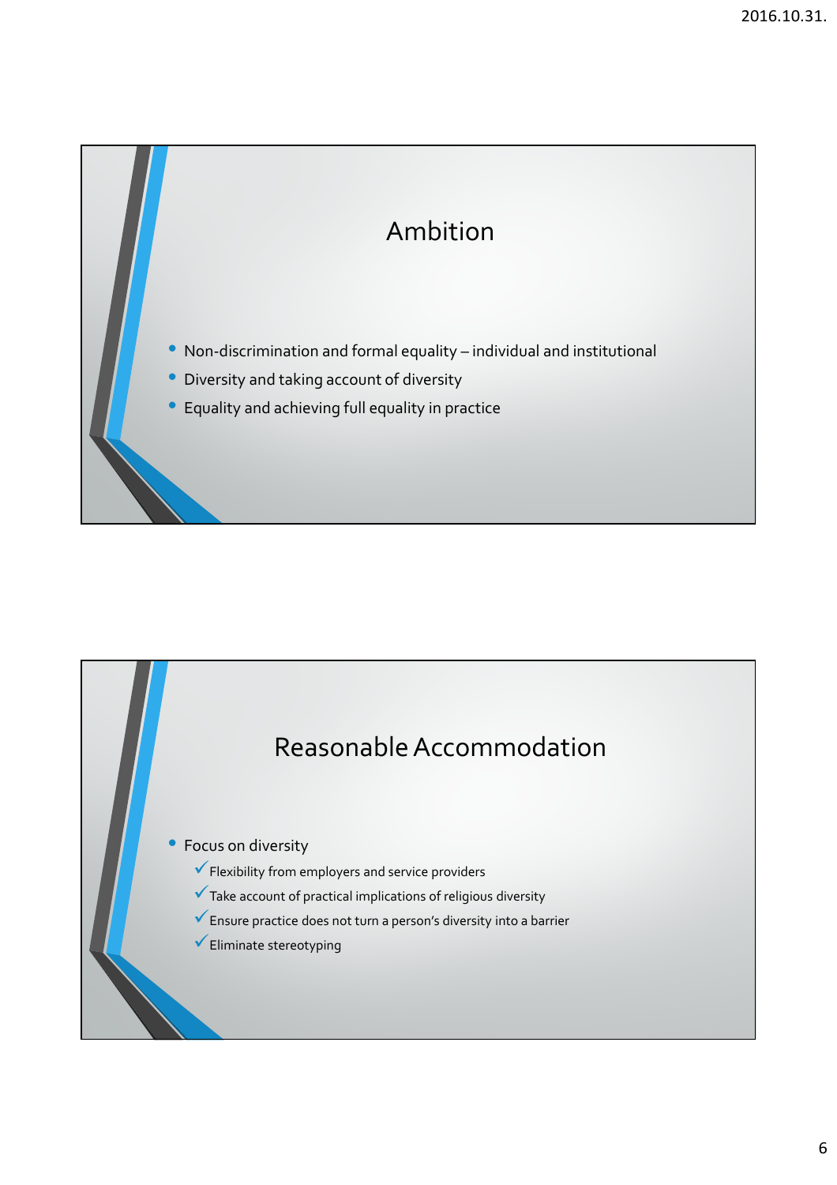## Ambition

- Non-discrimination and formal equality – individual and institutional
- Diversity and taking account of diversity
- Equality and achieving full equality in practice

## Reasonable Accommodation

- Focus on diversity
  - ✓ Flexibility from employers and service providers
  - ✓ Take account of practical implications of religious diversity
  - ✓ Ensure practice does not turn a person's diversity into a barrier
  - ✓ Eliminate stereotyping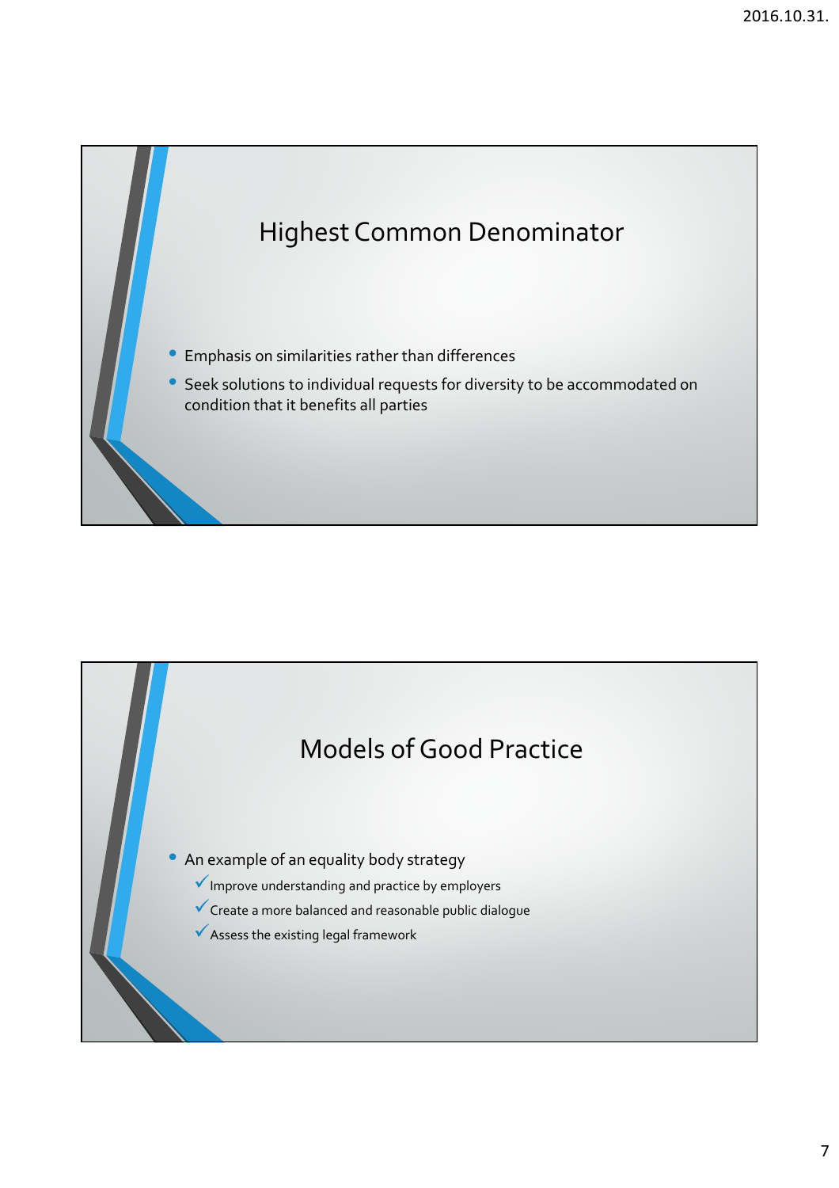## Highest Common Denominator

- Emphasis on similarities rather than differences
- Seek solutions to individual requests for diversity to be accommodated on condition that it benefits all parties

## Models of Good Practice

- An example of an equality body strategy
  - ✓ Improve understanding and practice by employers
  - ✓ Create a more balanced and reasonable public dialogue
  - ✓ Assess the existing legal framework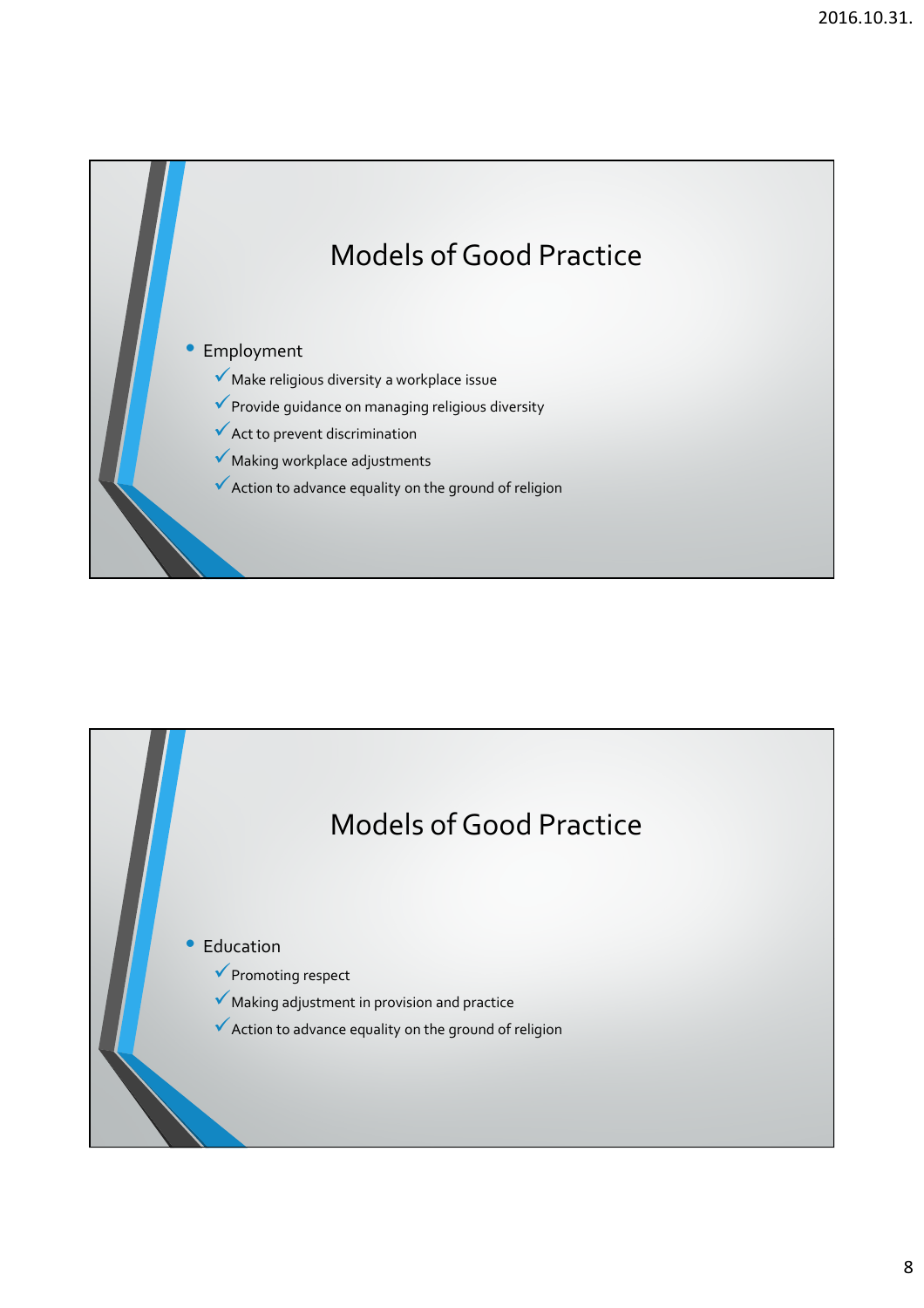# Models of Good Practice

- Employment
  - ✓ Make religious diversity a workplace issue
  - ✓ Provide guidance on managing religious diversity
  - ✓ Act to prevent discrimination
  - ✓ Making workplace adjustments
  - ✓ Action to advance equality on the ground of religion

# Models of Good Practice

- Education
  - ✓ Promoting respect
  - ✓ Making adjustment in provision and practice
  - ✓ Action to advance equality on the ground of religion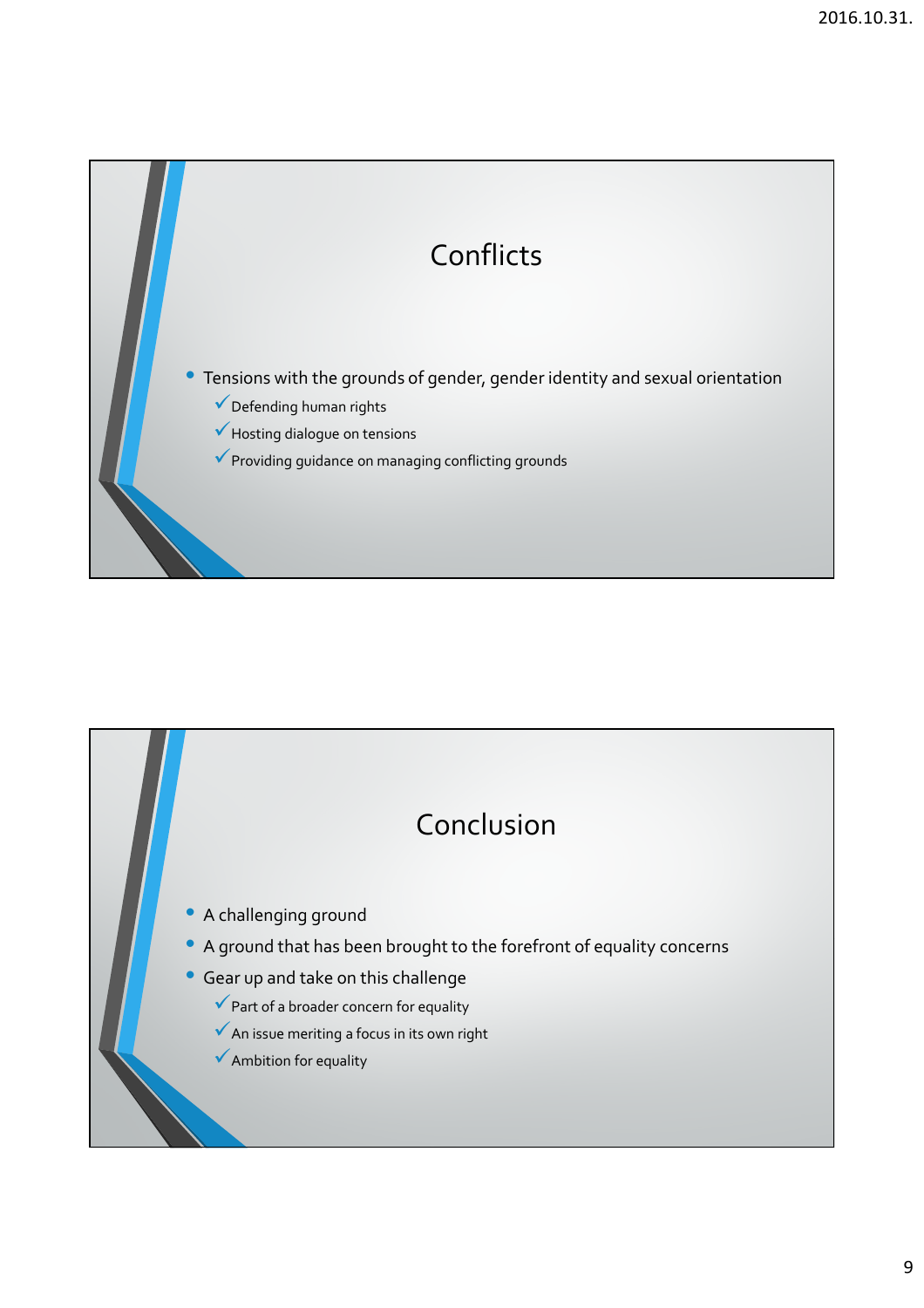## Conflicts

- Tensions with the grounds of gender, gender identity and sexual orientation
  - ✓ Defending human rights
  - ✓ Hosting dialogue on tensions
  - ✓ Providing guidance on managing conflicting grounds

## Conclusion

- A challenging ground
- A ground that has been brought to the forefront of equality concerns
- Gear up and take on this challenge
  - ✓ Part of a broader concern for equality
  - ✓ An issue meriting a focus in its own right
  - ✓ Ambition for equality